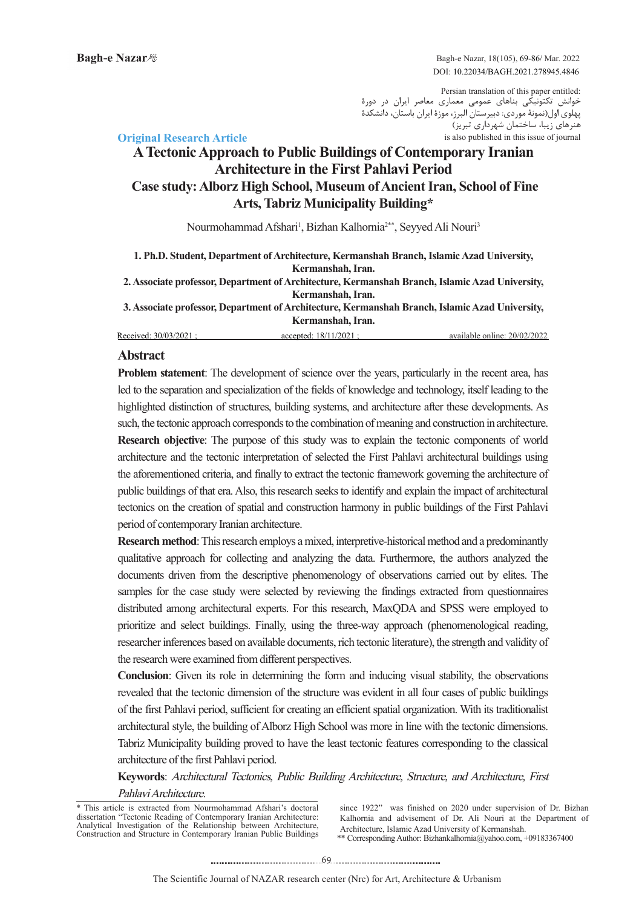Persian translation of this paper entitled:
خوانش تکتونیکی بناهای عمومی معماری معاصر ایران در دورۀ پهلوی اول(نمونۀ موردی: دبیرستان البرز، موزۀ ایران باستان، دانشکدۀ هنرهای زیبا، ساختمان شهرداری تبریز)
is also published in this issue of journal

**Original Research Article**

# A Tectonic Approach to Public Buildings of Contemporary Iranian Architecture in the First Pahlavi Period
## Case study: Alborz High School, Museum of Ancient Iran, School of Fine Arts, Tabriz Municipality Building*

Nourmohammad Afshari[1], Bizhan Kalhornia[2**], Seyyed Ali Nouri[3]

**1. Ph.D. Student, Department of Architecture, Kermanshah Branch, Islamic Azad University, Kermanshah, Iran.**
**2. Associate professor, Department of Architecture, Kermanshah Branch, Islamic Azad University, Kermanshah, Iran.**
**3. Associate professor, Department of Architecture, Kermanshah Branch, Islamic Azad University, Kermanshah, Iran.**

Received: 30/03/2021 ; accepted: 18/11/2021 ; available online: 20/02/2022

## Abstract

**Problem statement**: The development of science over the years, particularly in the recent area, has led to the separation and specialization of the fields of knowledge and technology, itself leading to the highlighted distinction of structures, building systems, and architecture after these developments. As such, the tectonic approach corresponds to the combination of meaning and construction in architecture.

**Research objective**: The purpose of this study was to explain the tectonic components of world architecture and the tectonic interpretation of selected the First Pahlavi architectural buildings using the aforementioned criteria, and finally to extract the tectonic framework governing the architecture of public buildings of that era. Also, this research seeks to identify and explain the impact of architectural tectonics on the creation of spatial and construction harmony in public buildings of the First Pahlavi period of contemporary Iranian architecture.

**Research method**: This research employs a mixed, interpretive-historical method and a predominantly qualitative approach for collecting and analyzing the data. Furthermore, the authors analyzed the documents driven from the descriptive phenomenology of observations carried out by elites. The samples for the case study were selected by reviewing the findings extracted from questionnaires distributed among architectural experts. For this research, MaxQDA and SPSS were employed to prioritize and select buildings. Finally, using the three-way approach (phenomenological reading, researcher inferences based on available documents, rich tectonic literature), the strength and validity of the research were examined from different perspectives.

**Conclusion**: Given its role in determining the form and inducing visual stability, the observations revealed that the tectonic dimension of the structure was evident in all four cases of public buildings of the first Pahlavi period, sufficient for creating an efficient spatial organization. With its traditionalist architectural style, the building of Alborz High School was more in line with the tectonic dimensions. Tabriz Municipality building proved to have the least tectonic features corresponding to the classical architecture of the first Pahlavi period.

**Keywords**: *Architectural Tectonics, Public Building Architecture, Structure, and Architecture, First Pahlavi Architecture.*

---

* This article is extracted from Nourmohammad Afshari's doctoral dissertation "Tectonic Reading of Contemporary Iranian Architecture: Analytical Investigation of the Relationship between Architecture, Construction and Structure in Contemporary Iranian Public Buildings since 1922" was finished on 2020 under supervision of Dr. Bizhan Kalhornia and advisement of Dr. Ali Nouri at the Department of Architecture, Islamic Azad University of Kermanshah.

** Corresponding Author: Bizhankalhornia@yahoo.com, +09183367400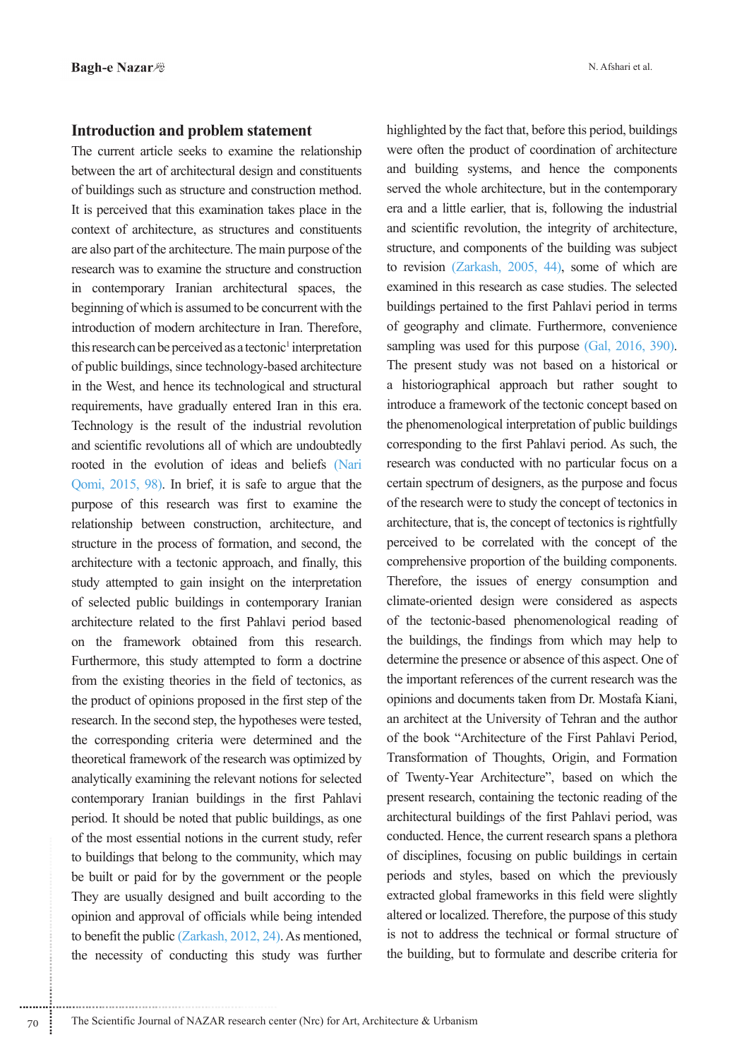## Introduction and problem statement

The current article seeks to examine the relationship between the art of architectural design and constituents of buildings such as structure and construction method. It is perceived that this examination takes place in the context of architecture, as structures and constituents are also part of the architecture. The main purpose of the research was to examine the structure and construction in contemporary Iranian architectural spaces, the beginning of which is assumed to be concurrent with the introduction of modern architecture in Iran. Therefore, this research can be perceived as a tectonic[1] interpretation of public buildings, since technology-based architecture in the West, and hence its technological and structural requirements, have gradually entered Iran in this era. Technology is the result of the industrial revolution and scientific revolutions all of which are undoubtedly rooted in the evolution of ideas and beliefs (Nari Qomi, 2015, 98). In brief, it is safe to argue that the purpose of this research was first to examine the relationship between construction, architecture, and structure in the process of formation, and second, the architecture with a tectonic approach, and finally, this study attempted to gain insight on the interpretation of selected public buildings in contemporary Iranian architecture related to the first Pahlavi period based on the framework obtained from this research. Furthermore, this study attempted to form a doctrine from the existing theories in the field of tectonics, as the product of opinions proposed in the first step of the research. In the second step, the hypotheses were tested, the corresponding criteria were determined and the theoretical framework of the research was optimized by analytically examining the relevant notions for selected contemporary Iranian buildings in the first Pahlavi period. It should be noted that public buildings, as one of the most essential notions in the current study, refer to buildings that belong to the community, which may be built or paid for by the government or the people They are usually designed and built according to the opinion and approval of officials while being intended to benefit the public (Zarkash, 2012, 24). As mentioned, the necessity of conducting this study was further highlighted by the fact that, before this period, buildings were often the product of coordination of architecture and building systems, and hence the components served the whole architecture, but in the contemporary era and a little earlier, that is, following the industrial and scientific revolution, the integrity of architecture, structure, and components of the building was subject to revision (Zarkash, 2005, 44), some of which are examined in this research as case studies. The selected buildings pertained to the first Pahlavi period in terms of geography and climate. Furthermore, convenience sampling was used for this purpose (Gal, 2016, 390). The present study was not based on a historical or a historiographical approach but rather sought to introduce a framework of the tectonic concept based on the phenomenological interpretation of public buildings corresponding to the first Pahlavi period. As such, the research was conducted with no particular focus on a certain spectrum of designers, as the purpose and focus of the research were to study the concept of tectonics in architecture, that is, the concept of tectonics is rightfully perceived to be correlated with the concept of the comprehensive proportion of the building components. Therefore, the issues of energy consumption and climate-oriented design were considered as aspects of the tectonic-based phenomenological reading of the buildings, the findings from which may help to determine the presence or absence of this aspect. One of the important references of the current research was the opinions and documents taken from Dr. Mostafa Kiani, an architect at the University of Tehran and the author of the book "Architecture of the First Pahlavi Period, Transformation of Thoughts, Origin, and Formation of Twenty-Year Architecture", based on which the present research, containing the tectonic reading of the architectural buildings of the first Pahlavi period, was conducted. Hence, the current research spans a plethora of disciplines, focusing on public buildings in certain periods and styles, based on which the previously extracted global frameworks in this field were slightly altered or localized. Therefore, the purpose of this study is not to address the technical or formal structure of the building, but to formulate and describe criteria for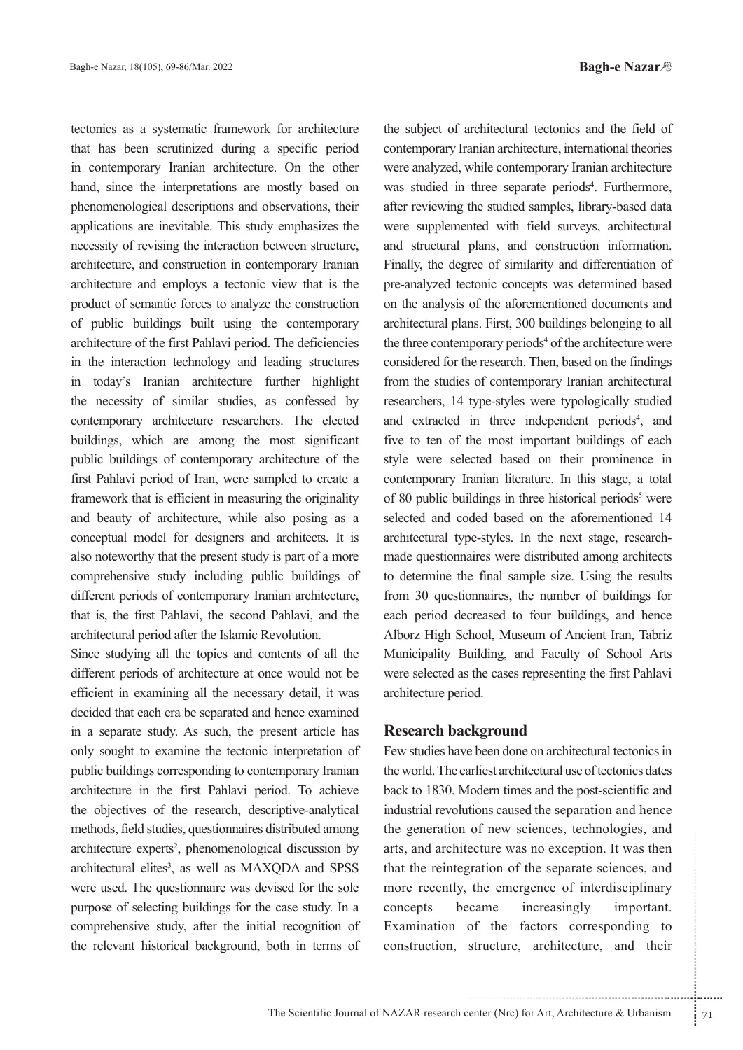tectonics as a systematic framework for architecture that has been scrutinized during a specific period in contemporary Iranian architecture. On the other hand, since the interpretations are mostly based on phenomenological descriptions and observations, their applications are inevitable. This study emphasizes the necessity of revising the interaction between structure, architecture, and construction in contemporary Iranian architecture and employs a tectonic view that is the product of semantic forces to analyze the construction of public buildings built using the contemporary architecture of the first Pahlavi period. The deficiencies in the interaction technology and leading structures in today's Iranian architecture further highlight the necessity of similar studies, as confessed by contemporary architecture researchers. The elected buildings, which are among the most significant public buildings of contemporary architecture of the first Pahlavi period of Iran, were sampled to create a framework that is efficient in measuring the originality and beauty of architecture, while also posing as a conceptual model for designers and architects. It is also noteworthy that the present study is part of a more comprehensive study including public buildings of different periods of contemporary Iranian architecture, that is, the first Pahlavi, the second Pahlavi, and the architectural period after the Islamic Revolution.

Since studying all the topics and contents of all the different periods of architecture at once would not be efficient in examining all the necessary detail, it was decided that each era be separated and hence examined in a separate study. As such, the present article has only sought to examine the tectonic interpretation of public buildings corresponding to contemporary Iranian architecture in the first Pahlavi period. To achieve the objectives of the research, descriptive-analytical methods, field studies, questionnaires distributed among architecture experts[2], phenomenological discussion by architectural elites[3], as well as MAXQDA and SPSS were used. The questionnaire was devised for the sole purpose of selecting buildings for the case study. In a comprehensive study, after the initial recognition of the relevant historical background, both in terms of the subject of architectural tectonics and the field of contemporary Iranian architecture, international theories were analyzed, while contemporary Iranian architecture was studied in three separate periods[4]. Furthermore, after reviewing the studied samples, library-based data were supplemented with field surveys, architectural and structural plans, and construction information. Finally, the degree of similarity and differentiation of pre-analyzed tectonic concepts was determined based on the analysis of the aforementioned documents and architectural plans. First, 300 buildings belonging to all the three contemporary periods[4] of the architecture were considered for the research. Then, based on the findings from the studies of contemporary Iranian architectural researchers, 14 type-styles were typologically studied and extracted in three independent periods[4], and five to ten of the most important buildings of each style were selected based on their prominence in contemporary Iranian literature. In this stage, a total of 80 public buildings in three historical periods[5] were selected and coded based on the aforementioned 14 architectural type-styles. In the next stage, research-made questionnaires were distributed among architects to determine the final sample size. Using the results from 30 questionnaires, the number of buildings for each period decreased to four buildings, and hence Alborz High School, Museum of Ancient Iran, Tabriz Municipality Building, and Faculty of School Arts were selected as the cases representing the first Pahlavi architecture period.

## Research background

Few studies have been done on architectural tectonics in the world. The earliest architectural use of tectonics dates back to 1830. Modern times and the post-scientific and industrial revolutions caused the separation and hence the generation of new sciences, technologies, and arts, and architecture was no exception. It was then that the reintegration of the separate sciences, and more recently, the emergence of interdisciplinary concepts became increasingly important. Examination of the factors corresponding to construction, structure, architecture, and their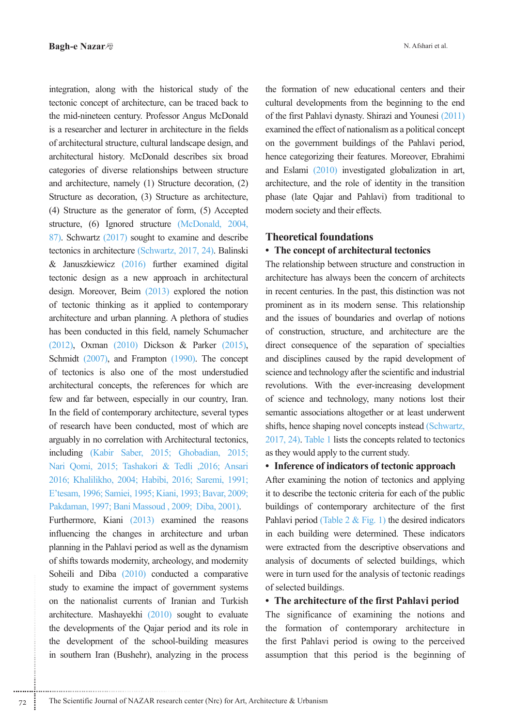integration, along with the historical study of the tectonic concept of architecture, can be traced back to the mid-nineteen century. Professor Angus McDonald is a researcher and lecturer in architecture in the fields of architectural structure, cultural landscape design, and architectural history. McDonald describes six broad categories of diverse relationships between structure and architecture, namely (1) Structure decoration, (2) Structure as decoration, (3) Structure as architecture, (4) Structure as the generator of form, (5) Accepted structure, (6) Ignored structure (McDonald, 2004, 87). Schwartz (2017) sought to examine and describe tectonics in architecture (Schwartz, 2017, 24). Balinski & Januszkiewicz (2016) further examined digital tectonic design as a new approach in architectural design. Moreover, Beim (2013) explored the notion of tectonic thinking as it applied to contemporary architecture and urban planning. A plethora of studies has been conducted in this field, namely Schumacher (2012), Oxman (2010) Dickson & Parker (2015), Schmidt (2007), and Frampton (1990). The concept of tectonics is also one of the most understudied architectural concepts, the references for which are few and far between, especially in our country, Iran. In the field of contemporary architecture, several types of research have been conducted, most of which are arguably in no correlation with Architectural tectonics, including (Kabir Saber, 2015; Ghobadian, 2015; Nari Qomi, 2015; Tashakori & Tedli ,2016; Ansari 2016; Khalilikho, 2004; Habibi, 2016; Saremi, 1991; E'tesam, 1996; Samiei, 1995; Kiani, 1993; Bavar, 2009; Pakdaman, 1997; Bani Massoud , 2009; Diba, 2001). Furthermore, Kiani (2013) examined the reasons influencing the changes in architecture and urban planning in the Pahlavi period as well as the dynamism of shifts towards modernity, archeology, and modernity Soheili and Diba (2010) conducted a comparative study to examine the impact of government systems on the nationalist currents of Iranian and Turkish architecture. Mashayekhi (2010) sought to evaluate the developments of the Qajar period and its role in the development of the school-building measures in southern Iran (Bushehr), analyzing in the process the formation of new educational centers and their cultural developments from the beginning to the end of the first Pahlavi dynasty. Shirazi and Younesi (2011) examined the effect of nationalism as a political concept on the government buildings of the Pahlavi period, hence categorizing their features. Moreover, Ebrahimi and Eslami (2010) investigated globalization in art, architecture, and the role of identity in the transition phase (late Qajar and Pahlavi) from traditional to modern society and their effects.

## Theoretical foundations

- **The concept of architectural tectonics**

The relationship between structure and construction in architecture has always been the concern of architects in recent centuries. In the past, this distinction was not prominent as in its modern sense. This relationship and the issues of boundaries and overlap of notions of construction, structure, and architecture are the direct consequence of the separation of specialties and disciplines caused by the rapid development of science and technology after the scientific and industrial revolutions. With the ever-increasing development of science and technology, many notions lost their semantic associations altogether or at least underwent shifts, hence shaping novel concepts instead (Schwartz, 2017, 24). Table 1 lists the concepts related to tectonics as they would apply to the current study.

- **Inference of indicators of tectonic approach**

After examining the notion of tectonics and applying it to describe the tectonic criteria for each of the public buildings of contemporary architecture of the first Pahlavi period (Table 2 & Fig. 1) the desired indicators in each building were determined. These indicators were extracted from the descriptive observations and analysis of documents of selected buildings, which were in turn used for the analysis of tectonic readings of selected buildings.

- **The architecture of the first Pahlavi period**

The significance of examining the notions and the formation of contemporary architecture in the first Pahlavi period is owing to the perceived assumption that this period is the beginning of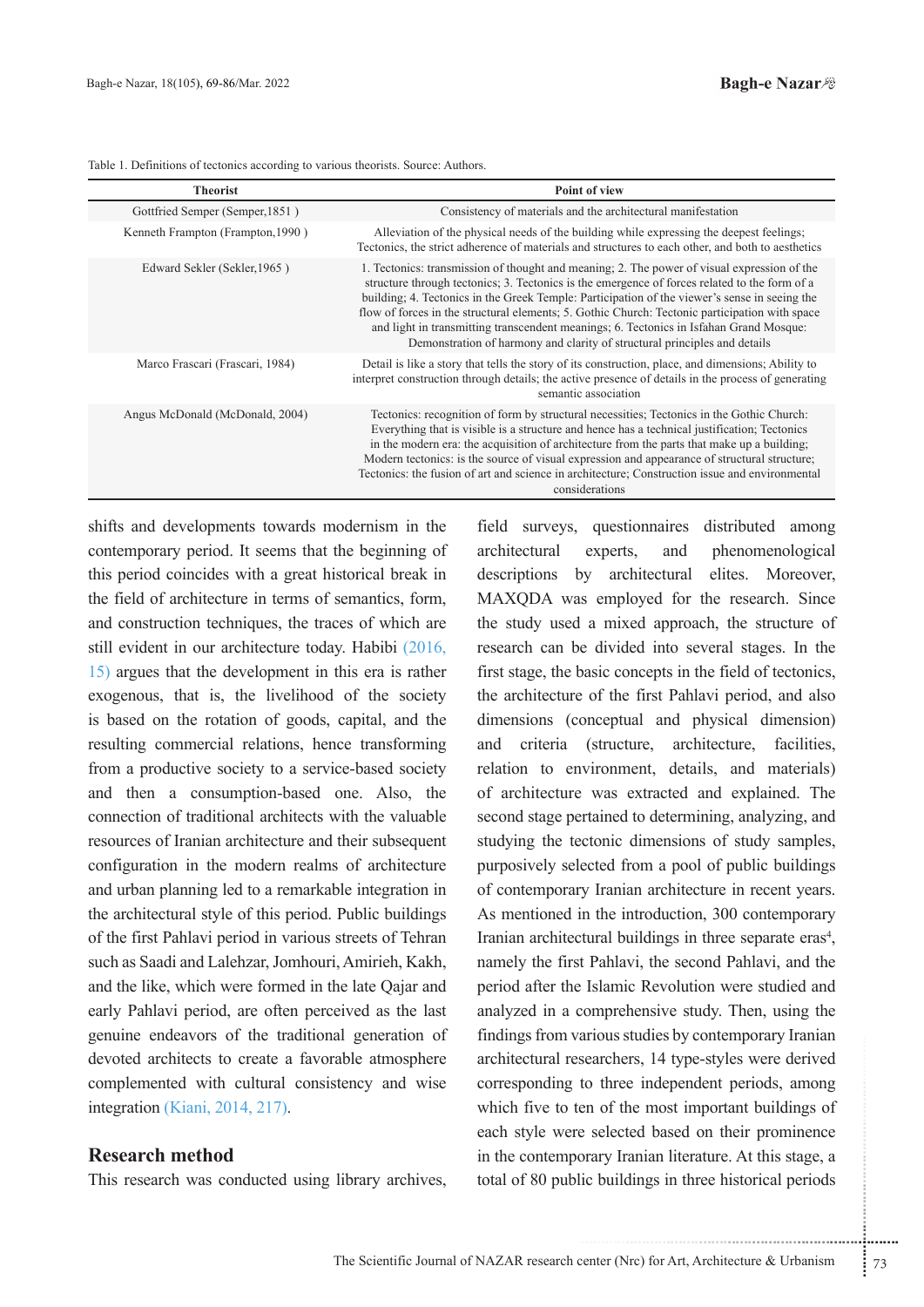Table 1. Definitions of tectonics according to various theorists. Source: Authors.

| Theorist | Point of view |
|---|---|
| Gottfried Semper (Semper,1851 ) | Consistency of materials and the architectural manifestation |
| Kenneth Frampton (Frampton,1990 ) | Alleviation of the physical needs of the building while expressing the deepest feelings; Tectonics, the strict adherence of materials and structures to each other, and both to aesthetics |
| Edward Sekler (Sekler,1965 ) | 1. Tectonics: transmission of thought and meaning; 2. The power of visual expression of the structure through tectonics; 3. Tectonics is the emergence of forces related to the form of a building; 4. Tectonics in the Greek Temple: Participation of the viewer's sense in seeing the flow of forces in the structural elements; 5. Gothic Church: Tectonic participation with space and light in transmitting transcendent meanings; 6. Tectonics in Isfahan Grand Mosque: Demonstration of harmony and clarity of structural principles and details |
| Marco Frascari (Frascari, 1984) | Detail is like a story that tells the story of its construction, place, and dimensions; Ability to interpret construction through details; the active presence of details in the process of generating semantic association |
| Angus McDonald (McDonald, 2004) | Tectonics: recognition of form by structural necessities; Tectonics in the Gothic Church: Everything that is visible is a structure and hence has a technical justification; Tectonics in the modern era: the acquisition of architecture from the parts that make up a building; Modern tectonics: is the source of visual expression and appearance of structural structure; Tectonics: the fusion of art and science in architecture; Construction issue and environmental considerations |

shifts and developments towards modernism in the contemporary period. It seems that the beginning of this period coincides with a great historical break in the field of architecture in terms of semantics, form, and construction techniques, the traces of which are still evident in our architecture today. Habibi (2016, 15) argues that the development in this era is rather exogenous, that is, the livelihood of the society is based on the rotation of goods, capital, and the resulting commercial relations, hence transforming from a productive society to a service-based society and then a consumption-based one. Also, the connection of traditional architects with the valuable resources of Iranian architecture and their subsequent configuration in the modern realms of architecture and urban planning led to a remarkable integration in the architectural style of this period. Public buildings of the first Pahlavi period in various streets of Tehran such as Saadi and Lalehzar, Jomhouri, Amirieh, Kakh, and the like, which were formed in the late Qajar and early Pahlavi period, are often perceived as the last genuine endeavors of the traditional generation of devoted architects to create a favorable atmosphere complemented with cultural consistency and wise integration (Kiani, 2014, 217).

## Research method

This research was conducted using library archives, field surveys, questionnaires distributed among architectural experts, and phenomenological descriptions by architectural elites. Moreover, MAXQDA was employed for the research. Since the study used a mixed approach, the structure of research can be divided into several stages. In the first stage, the basic concepts in the field of tectonics, the architecture of the first Pahlavi period, and also dimensions (conceptual and physical dimension) and criteria (structure, architecture, facilities, relation to environment, details, and materials) of architecture was extracted and explained. The second stage pertained to determining, analyzing, and studying the tectonic dimensions of study samples, purposively selected from a pool of public buildings of contemporary Iranian architecture in recent years. As mentioned in the introduction, 300 contemporary Iranian architectural buildings in three separate eras[4], namely the first Pahlavi, the second Pahlavi, and the period after the Islamic Revolution were studied and analyzed in a comprehensive study. Then, using the findings from various studies by contemporary Iranian architectural researchers, 14 type-styles were derived corresponding to three independent periods, among which five to ten of the most important buildings of each style were selected based on their prominence in the contemporary Iranian literature. At this stage, a total of 80 public buildings in three historical periods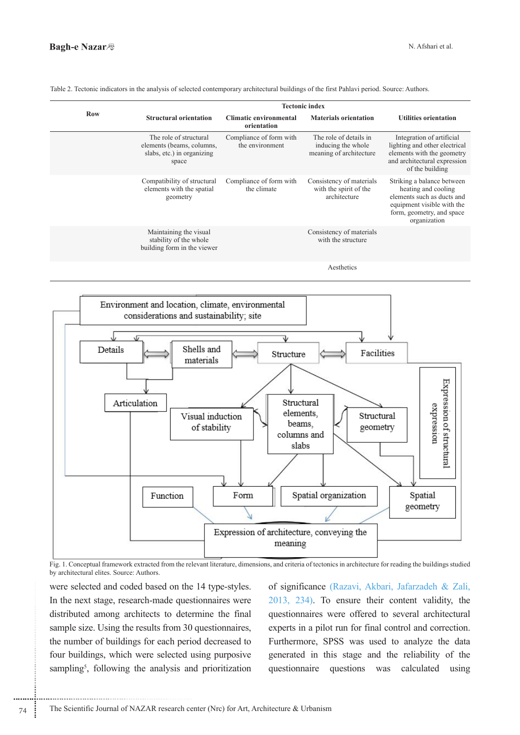Table 2. Tectonic indicators in the analysis of selected contemporary architectural buildings of the first Pahlavi period. Source: Authors.

| Row | Tectonic index | | | |
|---|---|---|---|---|
| | Structural orientation | Climatic environmental orientation | Materials orientation | Utilities orientation |
| | The role of structural elements (beams, columns, slabs, etc.) in organizing space | Compliance of form with the environment | The role of details in inducing the whole meaning of architecture | Integration of artificial lighting and other electrical elements with the geometry and architectural expression of the building |
| | Compatibility of structural elements with the spatial geometry | Compliance of form with the climate | Consistency of materials with the spirit of the architecture | Striking a balance between heating and cooling elements such as ducts and equipment visible with the form, geometry, and space organization |
| | Maintaining the visual stability of the whole building form in the viewer | | Consistency of materials with the structure | |
| | | | Aesthetics | |

Fig. 1. Conceptual framework extracted from the relevant literature, dimensions, and criteria of tectonics in architecture for reading the buildings studied by architectural elites. Source: Authors.

were selected and coded based on the 14 type-styles. In the next stage, research-made questionnaires were distributed among architects to determine the final sample size. Using the results from 30 questionnaires, the number of buildings for each period decreased to four buildings, which were selected using purposive sampling[5], following the analysis and prioritization of significance (Razavi, Akbari, Jafarzadeh & Zali, 2013, 234). To ensure their content validity, the questionnaires were offered to several architectural experts in a pilot run for final control and correction. Furthermore, SPSS was used to analyze the data generated in this stage and the reliability of the questionnaire questions was calculated using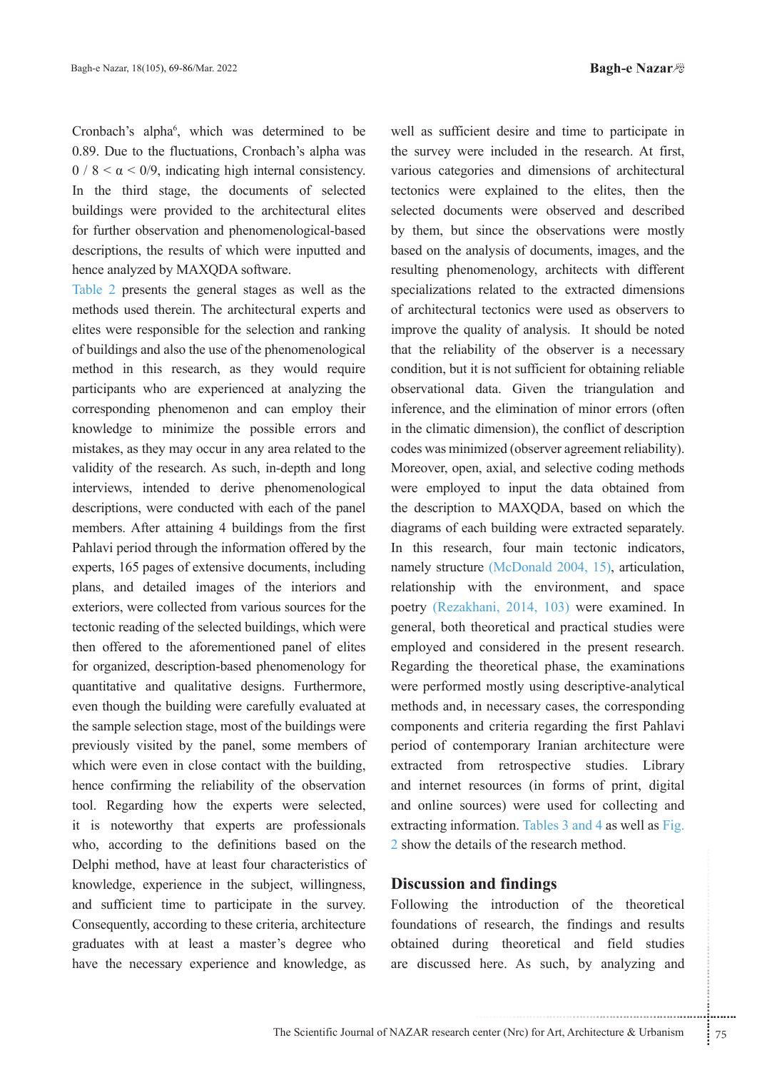Cronbach's alpha[6], which was determined to be 0.89. Due to the fluctuations, Cronbach's alpha was $0 / 8 < \alpha < 0/9$, indicating high internal consistency. In the third stage, the documents of selected buildings were provided to the architectural elites for further observation and phenomenological-based descriptions, the results of which were inputted and hence analyzed by MAXQDA software.

Table 2 presents the general stages as well as the methods used therein. The architectural experts and elites were responsible for the selection and ranking of buildings and also the use of the phenomenological method in this research, as they would require participants who are experienced at analyzing the corresponding phenomenon and can employ their knowledge to minimize the possible errors and mistakes, as they may occur in any area related to the validity of the research. As such, in-depth and long interviews, intended to derive phenomenological descriptions, were conducted with each of the panel members. After attaining 4 buildings from the first Pahlavi period through the information offered by the experts, 165 pages of extensive documents, including plans, and detailed images of the interiors and exteriors, were collected from various sources for the tectonic reading of the selected buildings, which were then offered to the aforementioned panel of elites for organized, description-based phenomenology for quantitative and qualitative designs. Furthermore, even though the building were carefully evaluated at the sample selection stage, most of the buildings were previously visited by the panel, some members of which were even in close contact with the building, hence confirming the reliability of the observation tool. Regarding how the experts were selected, it is noteworthy that experts are professionals who, according to the definitions based on the Delphi method, have at least four characteristics of knowledge, experience in the subject, willingness, and sufficient time to participate in the survey. Consequently, according to these criteria, architecture graduates with at least a master's degree who have the necessary experience and knowledge, as well as sufficient desire and time to participate in the survey were included in the research. At first, various categories and dimensions of architectural tectonics were explained to the elites, then the selected documents were observed and described by them, but since the observations were mostly based on the analysis of documents, images, and the resulting phenomenology, architects with different specializations related to the extracted dimensions of architectural tectonics were used as observers to improve the quality of analysis. It should be noted that the reliability of the observer is a necessary condition, but it is not sufficient for obtaining reliable observational data. Given the triangulation and inference, and the elimination of minor errors (often in the climatic dimension), the conflict of description codes was minimized (observer agreement reliability). Moreover, open, axial, and selective coding methods were employed to input the data obtained from the description to MAXQDA, based on which the diagrams of each building were extracted separately. In this research, four main tectonic indicators, namely structure (McDonald 2004, 15), articulation, relationship with the environment, and space poetry (Rezakhani, 2014, 103) were examined. In general, both theoretical and practical studies were employed and considered in the present research. Regarding the theoretical phase, the examinations were performed mostly using descriptive-analytical methods and, in necessary cases, the corresponding components and criteria regarding the first Pahlavi period of contemporary Iranian architecture were extracted from retrospective studies. Library and internet resources (in forms of print, digital and online sources) were used for collecting and extracting information. Tables 3 and 4 as well as Fig. 2 show the details of the research method.

## Discussion and findings

Following the introduction of the theoretical foundations of research, the findings and results obtained during theoretical and field studies are discussed here. As such, by analyzing and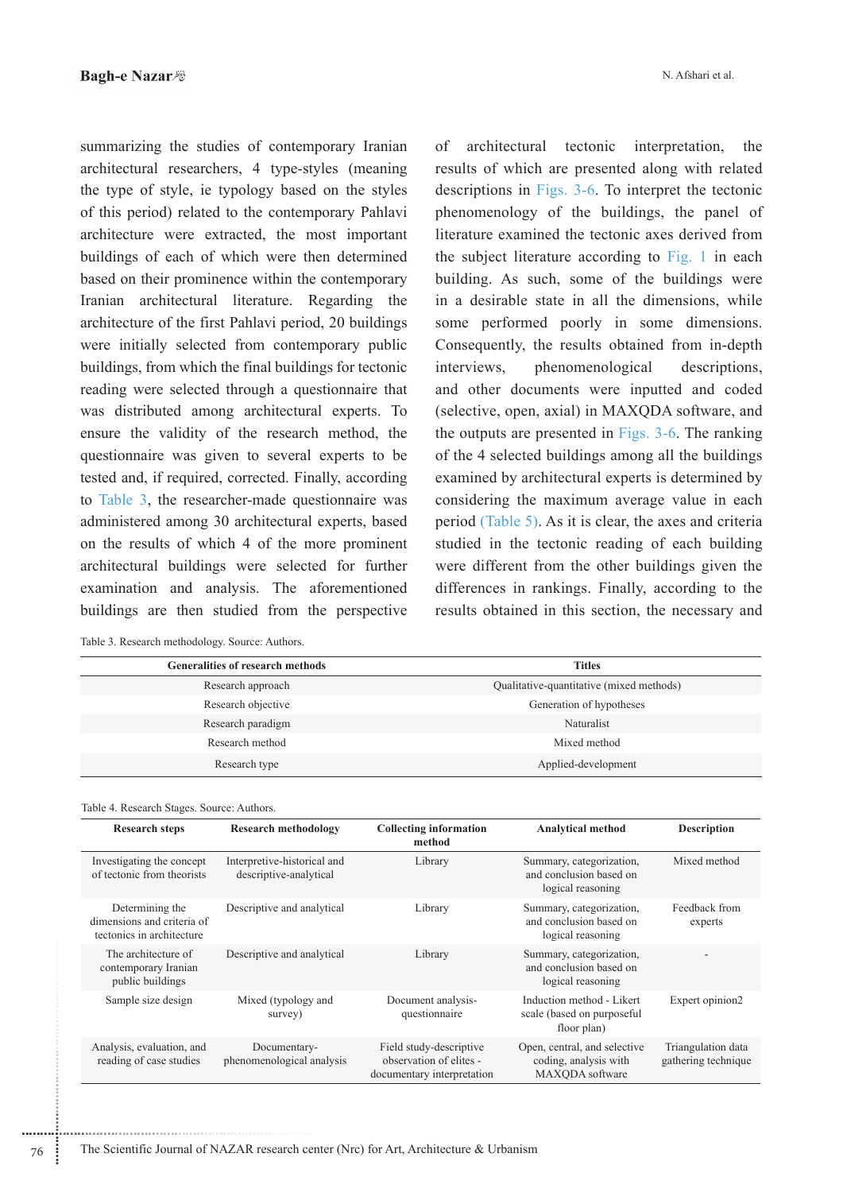summarizing the studies of contemporary Iranian architectural researchers, 4 type-styles (meaning the type of style, ie typology based on the styles of this period) related to the contemporary Pahlavi architecture were extracted, the most important buildings of each of which were then determined based on their prominence within the contemporary Iranian architectural literature. Regarding the architecture of the first Pahlavi period, 20 buildings were initially selected from contemporary public buildings, from which the final buildings for tectonic reading were selected through a questionnaire that was distributed among architectural experts. To ensure the validity of the research method, the questionnaire was given to several experts to be tested and, if required, corrected. Finally, according to Table 3, the researcher-made questionnaire was administered among 30 architectural experts, based on the results of which 4 of the more prominent architectural buildings were selected for further examination and analysis. The aforementioned buildings are then studied from the perspective of architectural tectonic interpretation, the results of which are presented along with related descriptions in Figs. 3-6. To interpret the tectonic phenomenology of the buildings, the panel of literature examined the tectonic axes derived from the subject literature according to Fig. 1 in each building. As such, some of the buildings were in a desirable state in all the dimensions, while some performed poorly in some dimensions. Consequently, the results obtained from in-depth interviews, phenomenological descriptions, and other documents were inputted and coded (selective, open, axial) in MAXQDA software, and the outputs are presented in Figs. 3-6. The ranking of the 4 selected buildings among all the buildings examined by architectural experts is determined by considering the maximum average value in each period (Table 5). As it is clear, the axes and criteria studied in the tectonic reading of each building were different from the other buildings given the differences in rankings. Finally, according to the results obtained in this section, the necessary and

Table 3. Research methodology. Source: Authors.

| Generalities of research methods | Titles |
|---|---|
| Research approach | Qualitative-quantitative (mixed methods) |
| Research objective | Generation of hypotheses |
| Research paradigm | Naturalist |
| Research method | Mixed method |
| Research type | Applied-development |

Table 4. Research Stages. Source: Authors.

| Research steps | Research methodology | Collecting information method | Analytical method | Description |
|---|---|---|---|---|
| Investigating the concept of tectonic from theorists | Interpretive-historical and descriptive-analytical | Library | Summary, categorization, and conclusion based on logical reasoning | Mixed method |
| Determining the dimensions and criteria of tectonics in architecture | Descriptive and analytical | Library | Summary, categorization, and conclusion based on logical reasoning | Feedback from experts |
| The architecture of contemporary Iranian public buildings | Descriptive and analytical | Library | Summary, categorization, and conclusion based on logical reasoning | - |
| Sample size design | Mixed (typology and survey) | Document analysis-questionnaire | Induction method - Likert scale (based on purposeful floor plan) | Expert opinion2 |
| Analysis, evaluation, and reading of case studies | Documentary-phenomenological analysis | Field study-descriptive observation of elites - documentary interpretation | Open, central, and selective coding, analysis with MAXQDA software | Triangulation data gathering technique |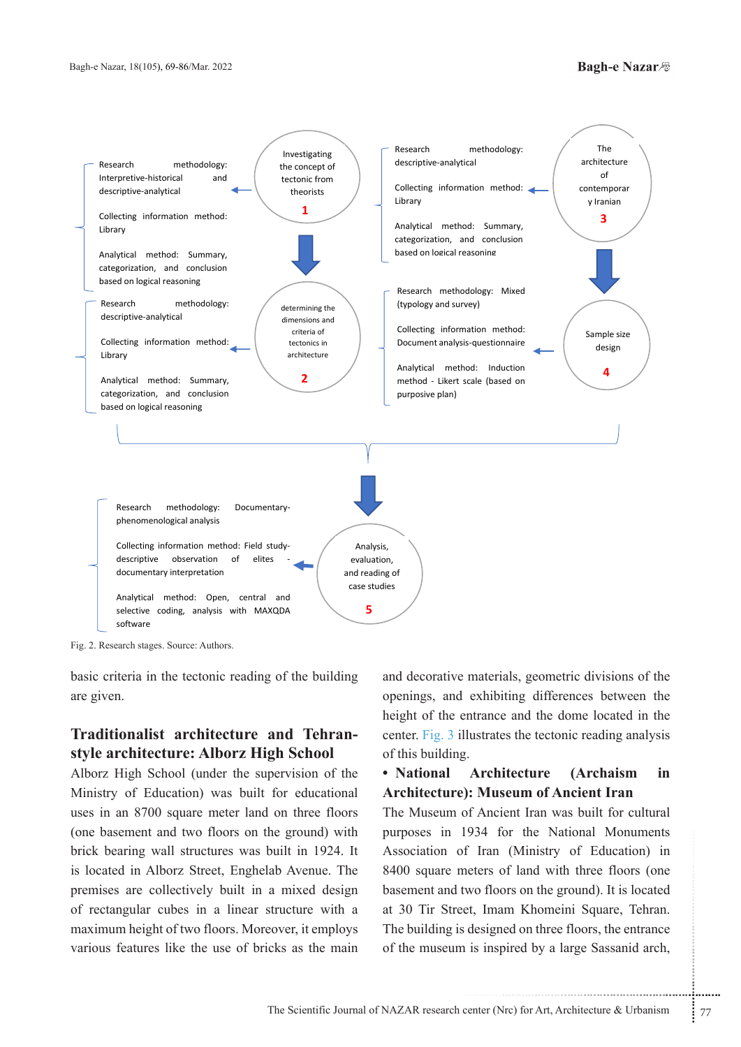Investigating the concept of tectonic from theorists
**1**

Research methodology: Interpretive-historical and descriptive-analytical

Collecting information method: Library

Analytical method: Summary, categorization, and conclusion based on logical reasoning

determining the dimensions and criteria of tectonics in architecture
**2**

Research methodology: descriptive-analytical

Collecting information method: Library

Analytical method: Summary, categorization, and conclusion based on logical reasoning

The architecture of contemporary Iranian
**3**

Research methodology: descriptive-analytical

Collecting information method: Library

Analytical method: Summary, categorization, and conclusion based on logical reasoning

Sample size design
**4**

Research methodology: Mixed (typology and survey)

Collecting information method: Document analysis-questionnaire

Analytical method: Induction method - Likert scale (based on purposive plan)

Analysis, evaluation, and reading of case studies
**5**

Research methodology: Documentary-phenomenological analysis

Collecting information method: Field study-descriptive observation of elites - documentary interpretation

Analytical method: Open, central and selective coding, analysis with MAXQDA software

Fig. 2. Research stages. Source: Authors.

basic criteria in the tectonic reading of the building are given.

## Traditionalist architecture and Tehran-style architecture: Alborz High School

Alborz High School (under the supervision of the Ministry of Education) was built for educational uses in an 8700 square meter land on three floors (one basement and two floors on the ground) with brick bearing wall structures was built in 1924. It is located in Alborz Street, Enghelab Avenue. The premises are collectively built in a mixed design of rectangular cubes in a linear structure with a maximum height of two floors. Moreover, it employs various features like the use of bricks as the main and decorative materials, geometric divisions of the openings, and exhibiting differences between the height of the entrance and the dome located in the center. Fig. 3 illustrates the tectonic reading analysis of this building.

## • National Architecture (Archaism in Architecture): Museum of Ancient Iran

The Museum of Ancient Iran was built for cultural purposes in 1934 for the National Monuments Association of Iran (Ministry of Education) in 8400 square meters of land with three floors (one basement and two floors on the ground). It is located at 30 Tir Street, Imam Khomeini Square, Tehran. The building is designed on three floors, the entrance of the museum is inspired by a large Sassanid arch,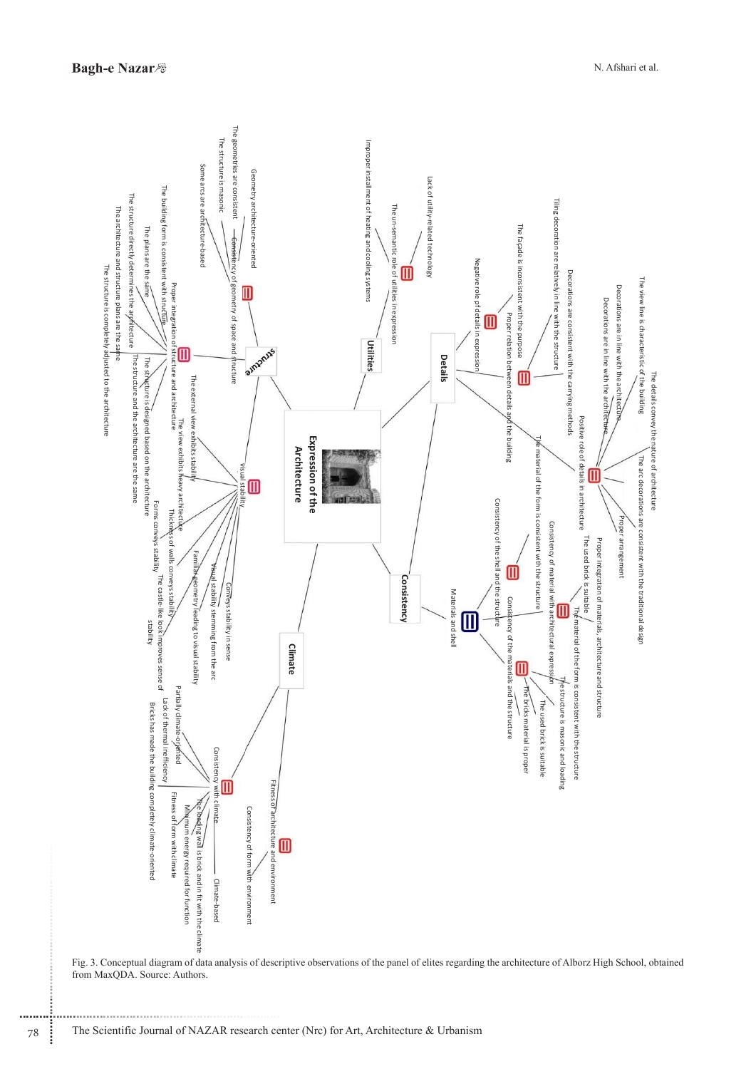Fig. 3. Conceptual diagram of data analysis of descriptive observations of the panel of elites regarding the architecture of Alborz High School, obtained from MaxQDA. Source: Authors.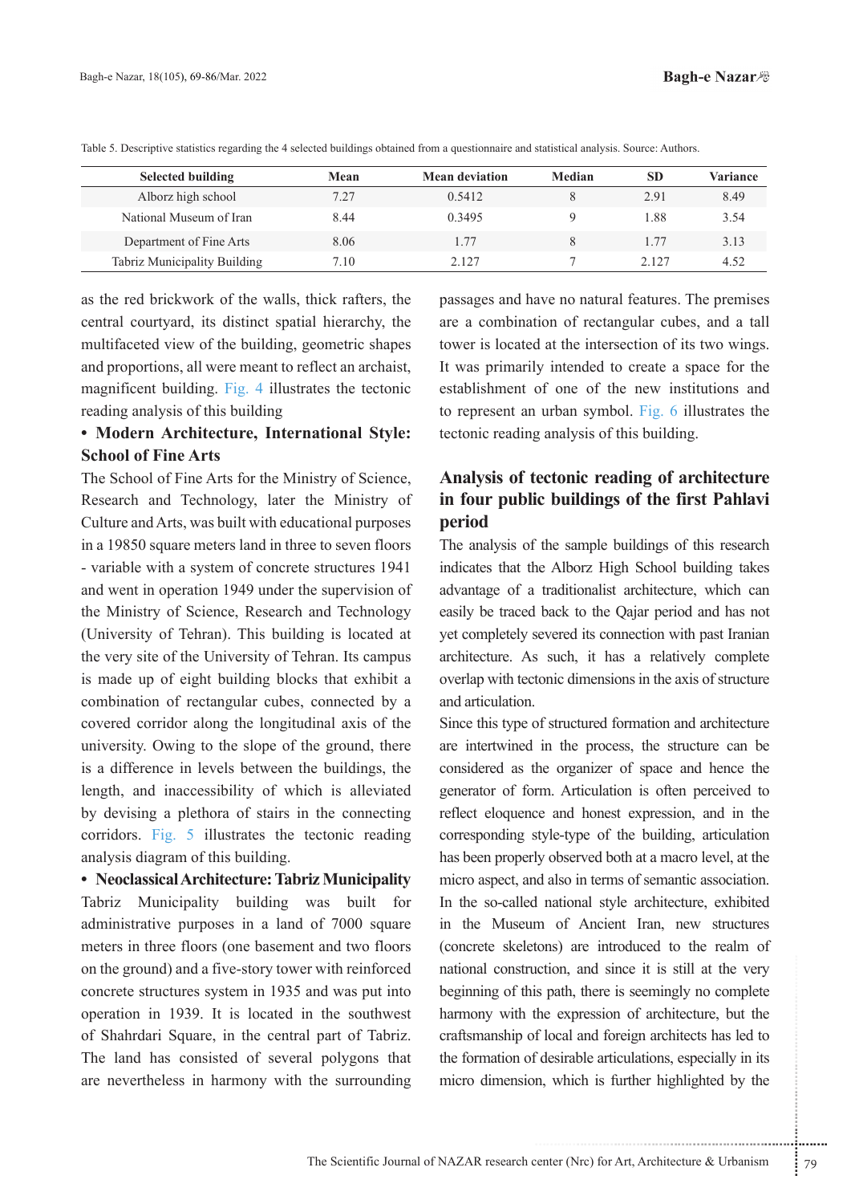Table 5. Descriptive statistics regarding the 4 selected buildings obtained from a questionnaire and statistical analysis. Source: Authors.

| Selected building | Mean | Mean deviation | Median | SD | Variance |
|---|---|---|---|---|---|
| Alborz high school | 7.27 | 0.5412 | 8 | 2.91 | 8.49 |
| National Museum of Iran | 8.44 | 0.3495 | 9 | 1.88 | 3.54 |
| Department of Fine Arts | 8.06 | 1.77 | 8 | 1.77 | 3.13 |
| Tabriz Municipality Building | 7.10 | 2.127 | 7 | 2.127 | 4.52 |

as the red brickwork of the walls, thick rafters, the central courtyard, its distinct spatial hierarchy, the multifaceted view of the building, geometric shapes and proportions, all were meant to reflect an archaist, magnificent building. Fig. 4 illustrates the tectonic reading analysis of this building

**• Modern Architecture, International Style: School of Fine Arts**

The School of Fine Arts for the Ministry of Science, Research and Technology, later the Ministry of Culture and Arts, was built with educational purposes in a 19850 square meters land in three to seven floors - variable with a system of concrete structures 1941 and went in operation 1949 under the supervision of the Ministry of Science, Research and Technology (University of Tehran). This building is located at the very site of the University of Tehran. Its campus is made up of eight building blocks that exhibit a combination of rectangular cubes, connected by a covered corridor along the longitudinal axis of the university. Owing to the slope of the ground, there is a difference in levels between the buildings, the length, and inaccessibility of which is alleviated by devising a plethora of stairs in the connecting corridors. Fig. 5 illustrates the tectonic reading analysis diagram of this building.

**• Neoclassical Architecture: Tabriz Municipality**

Tabriz Municipality building was built for administrative purposes in a land of 7000 square meters in three floors (one basement and two floors on the ground) and a five-story tower with reinforced concrete structures system in 1935 and was put into operation in 1939. It is located in the southwest of Shahrdari Square, in the central part of Tabriz. The land has consisted of several polygons that are nevertheless in harmony with the surrounding passages and have no natural features. The premises are a combination of rectangular cubes, and a tall tower is located at the intersection of its two wings. It was primarily intended to create a space for the establishment of one of the new institutions and to represent an urban symbol. Fig. 6 illustrates the tectonic reading analysis of this building.

## Analysis of tectonic reading of architecture in four public buildings of the first Pahlavi period

The analysis of the sample buildings of this research indicates that the Alborz High School building takes advantage of a traditionalist architecture, which can easily be traced back to the Qajar period and has not yet completely severed its connection with past Iranian architecture. As such, it has a relatively complete overlap with tectonic dimensions in the axis of structure and articulation.

Since this type of structured formation and architecture are intertwined in the process, the structure can be considered as the organizer of space and hence the generator of form. Articulation is often perceived to reflect eloquence and honest expression, and in the corresponding style-type of the building, articulation has been properly observed both at a macro level, at the micro aspect, and also in terms of semantic association. In the so-called national style architecture, exhibited in the Museum of Ancient Iran, new structures (concrete skeletons) are introduced to the realm of national construction, and since it is still at the very beginning of this path, there is seemingly no complete harmony with the expression of architecture, but the craftsmanship of local and foreign architects has led to the formation of desirable articulations, especially in its micro dimension, which is further highlighted by the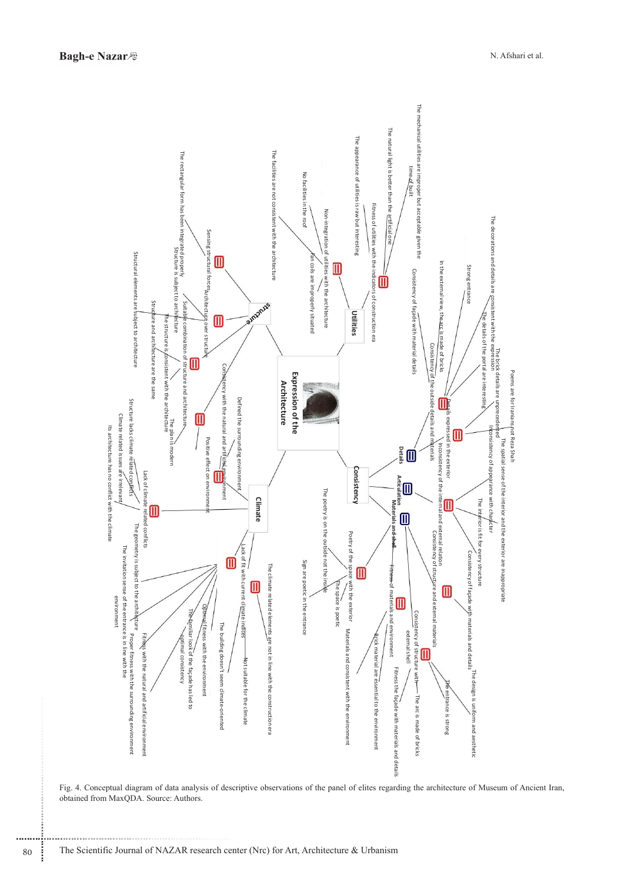Fig. 4. Conceptual diagram of data analysis of descriptive observations of the panel of elites regarding the architecture of Museum of Ancient Iran, obtained from MaxQDA. Source: Authors.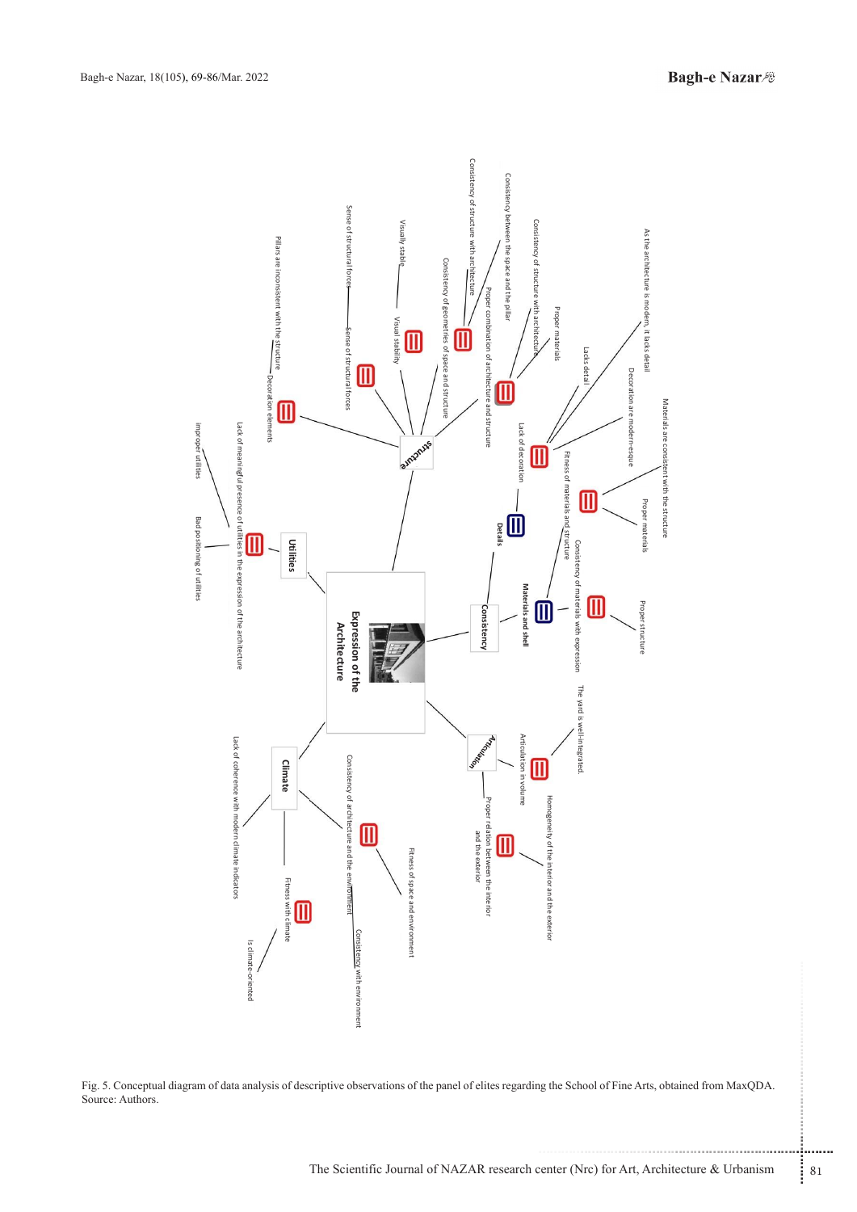Fig. 5. Conceptual diagram of data analysis of descriptive observations of the panel of elites regarding the School of Fine Arts, obtained from MaxQDA. Source: Authors.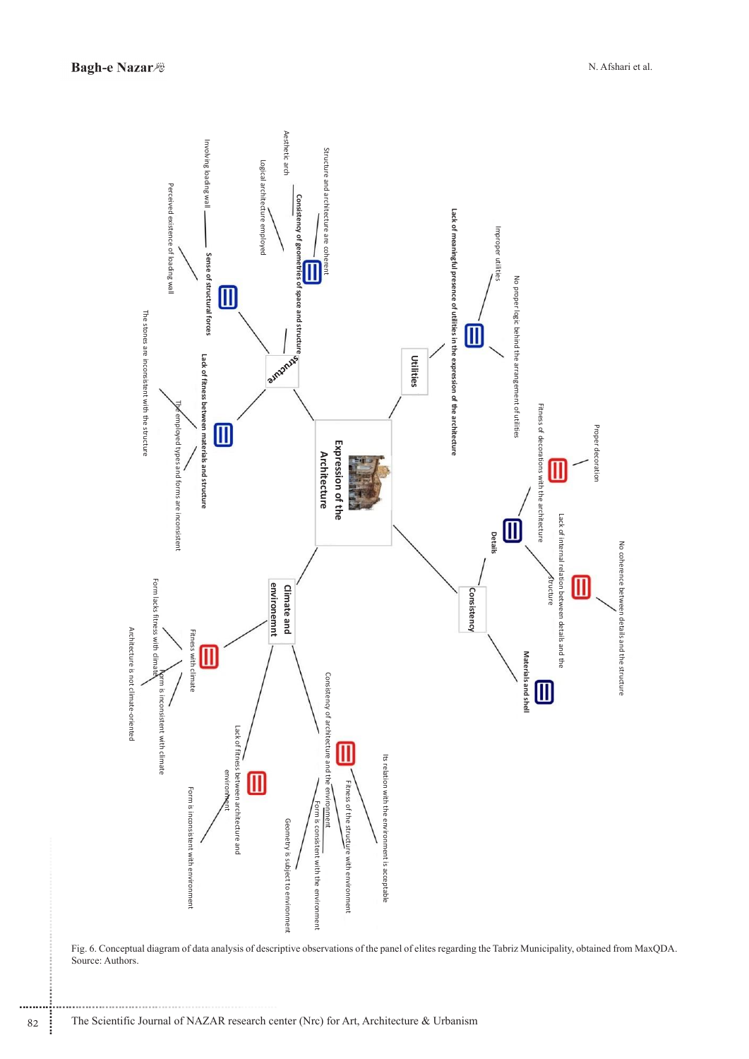Structure and architecture are coherent

Aesthetic arch

Logical architecture employed

Consistency of geometries of space and structure

Involving loading wall

Perceived existence of loading wall

Sense of structural forces

Structure

The stones are inconsistent with the structure

The employed types and forms are inconsistent

Lack of fitness between materials and structure

Improper utilities

No proper logic behind the arrangement of utilities

Lack of meaningful presence of utilities in the expression of the architecture

Utilities

Expression of the Architecture

Proper decoration

Fitness of decorations with the architecture

Details

Lack of internal relation between details and the structure

No coherence between details and the structure

Consistency

Materials and shell

Climate and environemnt

Fitness with climate

Form lacks fitness with climate

Form is inconsistent with climate

Architecture is not climate-oriented

Lack of fitness between architecture and environment

Form is inconsistent with environment

Consistency of architecture and the environment

Its relation with the environment is acceptable

Fitness of the structure with environment

Form is consistent with the environment

Geometry is subject to environment

Fig. 6. Conceptual diagram of data analysis of descriptive observations of the panel of elites regarding the Tabriz Municipality, obtained from MaxQDA. Source: Authors.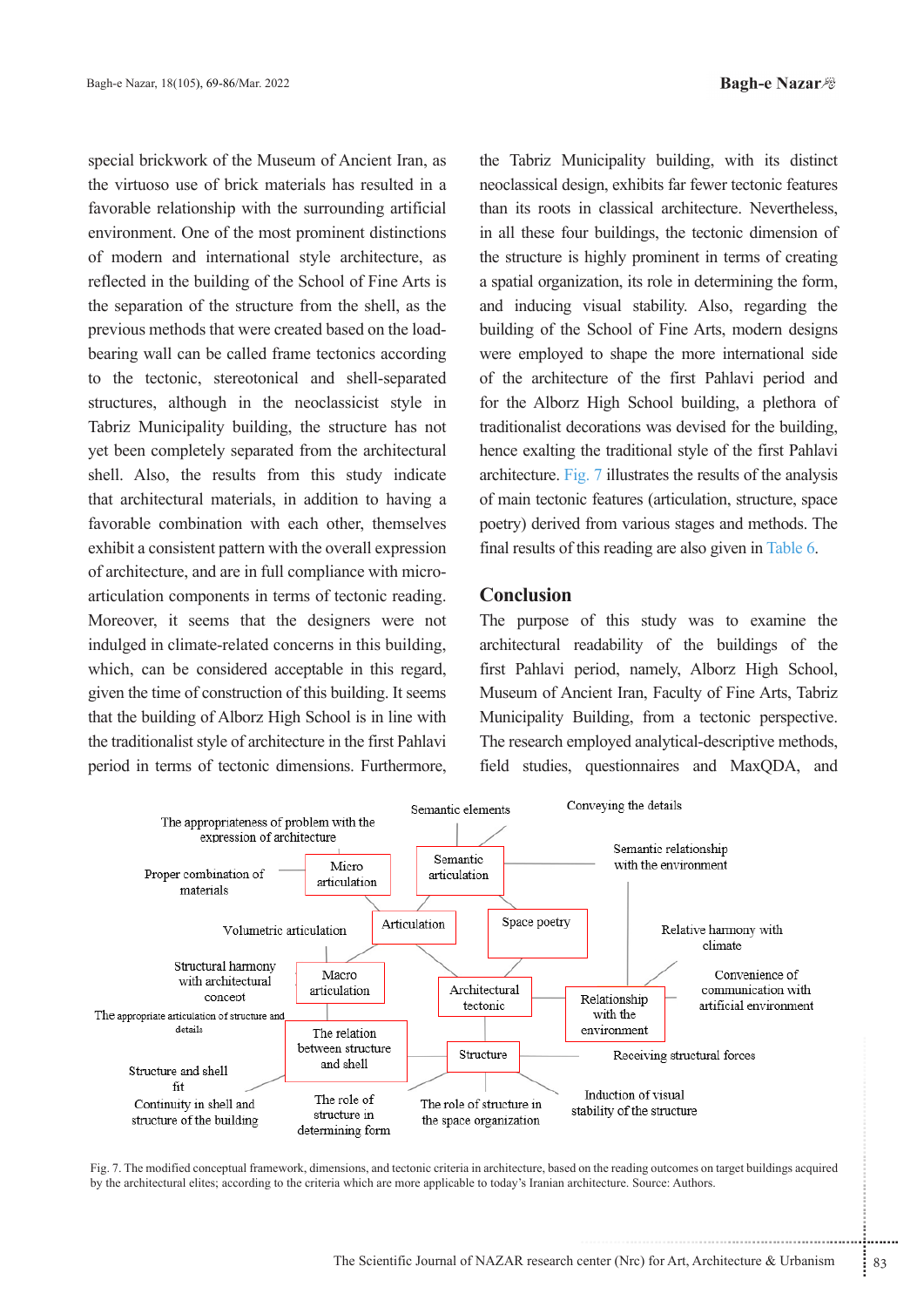special brickwork of the Museum of Ancient Iran, as the virtuoso use of brick materials has resulted in a favorable relationship with the surrounding artificial environment. One of the most prominent distinctions of modern and international style architecture, as reflected in the building of the School of Fine Arts is the separation of the structure from the shell, as the previous methods that were created based on the load-bearing wall can be called frame tectonics according to the tectonic, stereotonical and shell-separated structures, although in the neoclassicist style in Tabriz Municipality building, the structure has not yet been completely separated from the architectural shell. Also, the results from this study indicate that architectural materials, in addition to having a favorable combination with each other, themselves exhibit a consistent pattern with the overall expression of architecture, and are in full compliance with micro-articulation components in terms of tectonic reading. Moreover, it seems that the designers were not indulged in climate-related concerns in this building, which, can be considered acceptable in this regard, given the time of construction of this building. It seems that the building of Alborz High School is in line with the traditionalist style of architecture in the first Pahlavi period in terms of tectonic dimensions. Furthermore, the Tabriz Municipality building, with its distinct neoclassical design, exhibits far fewer tectonic features than its roots in classical architecture. Nevertheless, in all these four buildings, the tectonic dimension of the structure is highly prominent in terms of creating a spatial organization, its role in determining the form, and inducing visual stability. Also, regarding the building of the School of Fine Arts, modern designs were employed to shape the more international side of the architecture of the first Pahlavi period and for the Alborz High School building, a plethora of traditionalist decorations was devised for the building, hence exalting the traditional style of the first Pahlavi architecture. Fig. 7 illustrates the results of the analysis of main tectonic features (articulation, structure, space poetry) derived from various stages and methods. The final results of this reading are also given in Table 6.

## Conclusion

The purpose of this study was to examine the architectural readability of the buildings of the first Pahlavi period, namely, Alborz High School, Museum of Ancient Iran, Faculty of Fine Arts, Tabriz Municipality Building, from a tectonic perspective. The research employed analytical-descriptive methods, field studies, questionnaires and MaxQDA, and

Fig. 7. The modified conceptual framework, dimensions, and tectonic criteria in architecture, based on the reading outcomes on target buildings acquired by the architectural elites; according to the criteria which are more applicable to today's Iranian architecture. Source: Authors.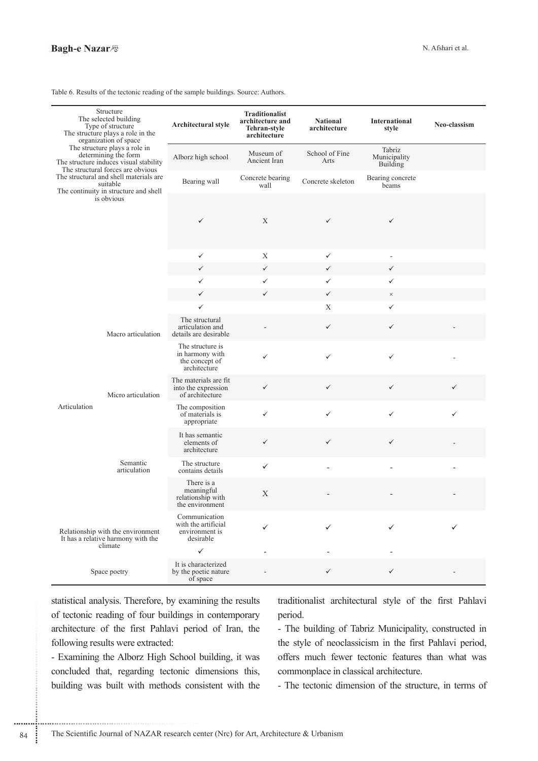Table 6. Results of the tectonic reading of the sample buildings. Source: Authors.

| Structure<br>The selected building<br>Type of structure<br>The structure plays a role in the organization of space<br>The structure plays a role in determining the form<br>The structure induces visual stability<br>The structural forces are obvious<br>The structural and shell materials are suitable<br>The continuity in structure and shell is obvious | Architectural style | Traditionalist architecture and Tehran-style architecture | National architecture | International style | Neo-classism |
|---|---|---|---|---|---|
| | Alborz high school | Museum of Ancient Iran | School of Fine Arts | Tabriz Municipality Building | |
| | Bearing wall | Concrete bearing wall | Concrete skeleton | Bearing concrete beams | |
| | ✓ | X | ✓ | ✓ | |
| | ✓ | X | ✓ | - | |
| | ✓ | ✓ | ✓ | ✓ | |
| | ✓ | ✓ | ✓ | ✓ | |
| | ✓ | ✓ | ✓ | × | |
| | ✓ | | X | ✓ | |
| Macro articulation | The structural articulation and details are desirable | - | ✓ | ✓ | - |
| | The structure is in harmony with the concept of architecture | ✓ | ✓ | ✓ | - |
| Micro articulation | The materials are fit into the expression of architecture | ✓ | ✓ | ✓ | ✓ |
| Articulation | The composition of materials is appropriate | ✓ | ✓ | ✓ | ✓ |
| | It has semantic elements of architecture | ✓ | ✓ | ✓ | - |
| Semantic articulation | The structure contains details | ✓ | - | - | - |
| | There is a meaningful relationship with the environment | X | - | - | - |
| Relationship with the environment<br>It has a relative harmony with the climate | Communication with the artificial environment is desirable | ✓ | ✓ | ✓ | ✓ |
| | ✓ | - | - | - | |
| Space poetry | It is characterized by the poetic nature of space | - | ✓ | ✓ | - |

statistical analysis. Therefore, by examining the results of tectonic reading of four buildings in contemporary architecture of the first Pahlavi period of Iran, the following results were extracted:

- Examining the Alborz High School building, it was concluded that, regarding tectonic dimensions this, building was built with methods consistent with the traditionalist architectural style of the first Pahlavi period.

- The building of Tabriz Municipality, constructed in the style of neoclassicism in the first Pahlavi period, offers much fewer tectonic features than what was commonplace in classical architecture.

- The tectonic dimension of the structure, in terms of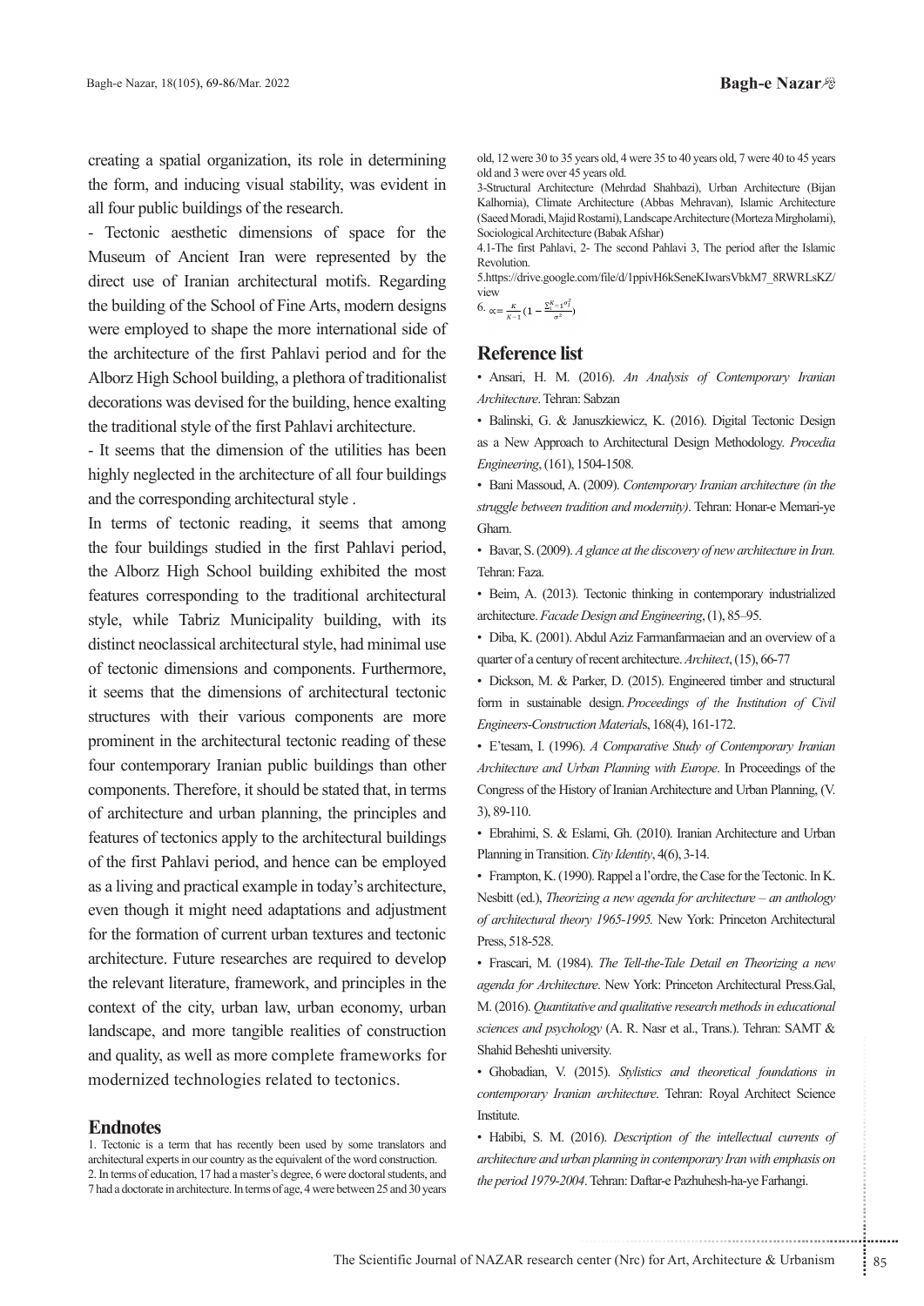creating a spatial organization, its role in determining the form, and inducing visual stability, was evident in all four public buildings of the research.

- Tectonic aesthetic dimensions of space for the Museum of Ancient Iran were represented by the direct use of Iranian architectural motifs. Regarding the building of the School of Fine Arts, modern designs were employed to shape the more international side of the architecture of the first Pahlavi period and for the Alborz High School building, a plethora of traditionalist decorations was devised for the building, hence exalting the traditional style of the first Pahlavi architecture.

- It seems that the dimension of the utilities has been highly neglected in the architecture of all four buildings and the corresponding architectural style .

In terms of tectonic reading, it seems that among the four buildings studied in the first Pahlavi period, the Alborz High School building exhibited the most features corresponding to the traditional architectural style, while Tabriz Municipality building, with its distinct neoclassical architectural style, had minimal use of tectonic dimensions and components. Furthermore, it seems that the dimensions of architectural tectonic structures with their various components are more prominent in the architectural tectonic reading of these four contemporary Iranian public buildings than other components. Therefore, it should be stated that, in terms of architecture and urban planning, the principles and features of tectonics apply to the architectural buildings of the first Pahlavi period, and hence can be employed as a living and practical example in today's architecture, even though it might need adaptations and adjustment for the formation of current urban textures and tectonic architecture. Future researches are required to develop the relevant literature, framework, and principles in the context of the city, urban law, urban economy, urban landscape, and more tangible realities of construction and quality, as well as more complete frameworks for modernized technologies related to tectonics.

## Endnotes

1. Tectonic is a term that has recently been used by some translators and architectural experts in our country as the equivalent of the word construction.
2. In terms of education, 17 had a master's degree, 6 were doctoral students, and 7 had a doctorate in architecture. In terms of age, 4 were between 25 and 30 years old, 12 were 30 to 35 years old, 4 were 35 to 40 years old, 7 were 40 to 45 years old and 3 were over 45 years old.
3-Structural Architecture (Mehrdad Shahbazi), Urban Architecture (Bijan Kalhornia), Climate Architecture (Abbas Mehravan), Islamic Architecture (Saeed Moradi, Majid Rostami), Landscape Architecture (Morteza Mirgholami), Sociological Architecture (Babak Afshar)
4.1-The first Pahlavi, 2- The second Pahlavi 3, The period after the Islamic Revolution.
5.https://drive.google.com/file/d/1ppivH6kSeneKIwarsVbkM7_8RWRLsKZ/view
6. $\alpha = \frac{K}{K-1}\left(1 - \frac{\sum_{i=1}^{K}\sigma_i^2}{\sigma^2}\right)$

## Reference list

- Ansari, H. M. (2016). *An Analysis of Contemporary Iranian Architecture*. Tehran: Sabzan
- Balinski, G. & Januszkiewicz, K. (2016). Digital Tectonic Design as a New Approach to Architectural Design Methodology. *Procedia Engineering*, (161), 1504-1508.
- Bani Massoud, A. (2009). *Contemporary Iranian architecture (in the struggle between tradition and modernity)*. Tehran: Honar-e Memari-ye Gharn.
- Bavar, S. (2009). *A glance at the discovery of new architecture in Iran.* Tehran: Faza.
- Beim, A. (2013). Tectonic thinking in contemporary industrialized architecture. *Facade Design and Engineering*, (1), 85–95.
- Diba, K. (2001). Abdul Aziz Farmanfarmaeian and an overview of a quarter of a century of recent architecture. *Architect*, (15), 66-77
- Dickson, M. & Parker, D. (2015). Engineered timber and structural form in sustainable design. *Proceedings of the Institution of Civil Engineers-Construction Materials*, 168(4), 161-172.
- E'tesam, I. (1996). *A Comparative Study of Contemporary Iranian Architecture and Urban Planning with Europe*. In Proceedings of the Congress of the History of Iranian Architecture and Urban Planning, (V. 3), 89-110.
- Ebrahimi, S. & Eslami, Gh. (2010). Iranian Architecture and Urban Planning in Transition. *City Identity*, 4(6), 3-14.
- Frampton, K. (1990). Rappel a l'ordre, the Case for the Tectonic. In K. Nesbitt (ed.), *Theorizing a new agenda for architecture – an anthology of architectural theory 1965-1995.* New York: Princeton Architectural Press, 518-528.
- Frascari, M. (1984). *The Tell-the-Tale Detail en Theorizing a new agenda for Architecture*. New York: Princeton Architectural Press.Gal, M. (2016). *Quantitative and qualitative research methods in educational sciences and psychology* (A. R. Nasr et al., Trans.). Tehran: SAMT & Shahid Beheshti university.
- Ghobadian, V. (2015). *Stylistics and theoretical foundations in contemporary Iranian architecture*. Tehran: Royal Architect Science Institute.
- Habibi, S. M. (2016). *Description of the intellectual currents of architecture and urban planning in contemporary Iran with emphasis on the period 1979-2004*. Tehran: Daftar-e Pazhuhesh-ha-ye Farhangi.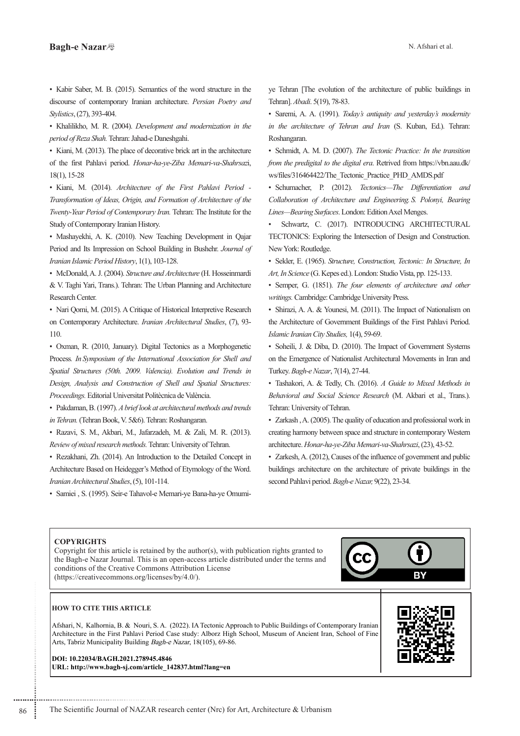- Kabir Saber, M. B. (2015). Semantics of the word structure in the discourse of contemporary Iranian architecture. *Persian Poetry and Stylistics*, (27), 393-404.
- Khalilikho, M. R. (2004). *Development and modernization in the period of Reza Shah.* Tehran: Jahad-e Daneshgahi.
- Kiani, M. (2013). The place of decorative brick art in the architecture of the first Pahlavi period. *Honar-ha-ye-Ziba Memari-va-Shahrsazi*, 18(1), 15-28
- Kiani, M. (2014). *Architecture of the First Pahlavi Period - Transformation of Ideas, Origin, and Formation of Architecture of the Twenty-Year Period of Contemporary Iran.* Tehran: The Institute for the Study of Contemporary Iranian History.
- Mashayekhi, A. K. (2010). New Teaching Development in Qajar Period and Its Impression on School Building in Bushehr. *Journal of Iranian Islamic Period History*, 1(1), 103-128.
- McDonald, A. J. (2004). *Structure and Architecture* (H. Hosseinmardi & V. Taghi Yari, Trans.). Tehran: The Urban Planning and Architecture Research Center.
- Nari Qomi, M. (2015). A Critique of Historical Interpretive Research on Contemporary Architecture. *Iranian Architectural Studies*, (7), 93-110.
- Oxman, R. (2010, January). Digital Tectonics as a Morphogenetic Process. *In Symposium of the International Association for Shell and Spatial Structures (50th. 2009. Valencia). Evolution and Trends in Design, Analysis and Construction of Shell and Spatial Structures: Proceedings.* Editorial Universitat Politècnica de València.
- Pakdaman, B. (1997). *A brief look at architectural methods and trends in Tehran.* (Tehran Book, V. 5&6). Tehran: Roshangaran.
- Razavi, S. M., Akbari, M., Jafarzadeh, M. & Zali, M. R. (2013). *Review of mixed research methods.* Tehran: University of Tehran.
- Rezakhani, Zh. (2014). An Introduction to the Detailed Concept in Architecture Based on Heidegger's Method of Etymology of the Word. *Iranian Architectural Studies*, (5), 101-114.
- Samiei , S. (1995). Seir-e Tahavol-e Memari-ye Bana-ha-ye Omumi-ye Tehran [The evolution of the architecture of public buildings in Tehran]. *Abadi.* 5(19), 78-83.
- Saremi, A. A. (1991). *Today's antiquity and yesterday's modernity in the architecture of Tehran and Iran* (S. Kuban, Ed.). Tehran: Roshangaran.
- Schmidt, A. M. D. (2007). *The Tectonic Practice: In the transition from the predigital to the digital era.* Retrived from https://vbn.aau.dk/ws/files/316464422/The_Tectonic_Practice_PHD_AMDS.pdf
- Schumacher, P. (2012). *Tectonics—The Differentiation and Collaboration of Architecture and Engineering. S. Polonyi, Bearing Lines—Bearing Surfaces*. London: Edition Axel Menges.
- Schwartz, C. (2017). INTRODUCING ARCHITECTURAL TECTONICS: Exploring the Intersection of Design and Construction. New York: Routledge.
- Sekler, E. (1965). *Structure, Construction, Tectonic: In Structure, In Art, In Science* (G. Kepes ed.). London: Studio Vista, pp. 125-133.
- Semper, G. (1851). *The four elements of architecture and other writings.* Cambridge: Cambridge University Press.
- Shirazi, A. A. & Younesi, M. (2011). The Impact of Nationalism on the Architecture of Government Buildings of the First Pahlavi Period. *Islamic Iranian City Studies,* 1(4), 59-69.
- Soheili, J. & Diba, D. (2010). The Impact of Government Systems on the Emergence of Nationalist Architectural Movements in Iran and Turkey. *Bagh-e Nazar*, 7(14), 27-44.
- Tashakori, A. A. & Tedly, Ch. (2016). *A Guide to Mixed Methods in Behavioral and Social Science Research* (M. Akbari et al., Trans.). Tehran: University of Tehran.
- Zarkash , A. (2005). The quality of education and professional work in creating harmony between space and structure in contemporary Western architecture. *Honar-ha-ye-Ziba Memari-va-Shahrsazi*, (23), 43-52.
- Zarkesh, A. (2012), Causes of the influence of government and public buildings architecture on the architecture of private buildings in the second Pahlavi period. *Bagh-e Nazar,* 9(22), 23-34.

**COPYRIGHTS**

Copyright for this article is retained by the author(s), with publication rights granted to the Bagh-e Nazar Journal. This is an open-access article distributed under the terms and conditions of the Creative Commons Attribution License (https://creativecommons.org/licenses/by/4.0/).

**HOW TO CITE THIS ARTICLE**

Afshari, N, Kalhornia, B. & Nouri, S. A. (2022). IA Tectonic Approach to Public Buildings of Contemporary Iranian Architecture in the First Pahlavi Period Case study: Alborz High School, Museum of Ancient Iran, School of Fine Arts, Tabriz Municipality Building *Bagh-e Nazar*, 18(105), 69-86.

**DOI: 10.22034/BAGH.2021.278945.4846**
**URL: http://www.bagh-sj.com/article_142837.html?lang=en**